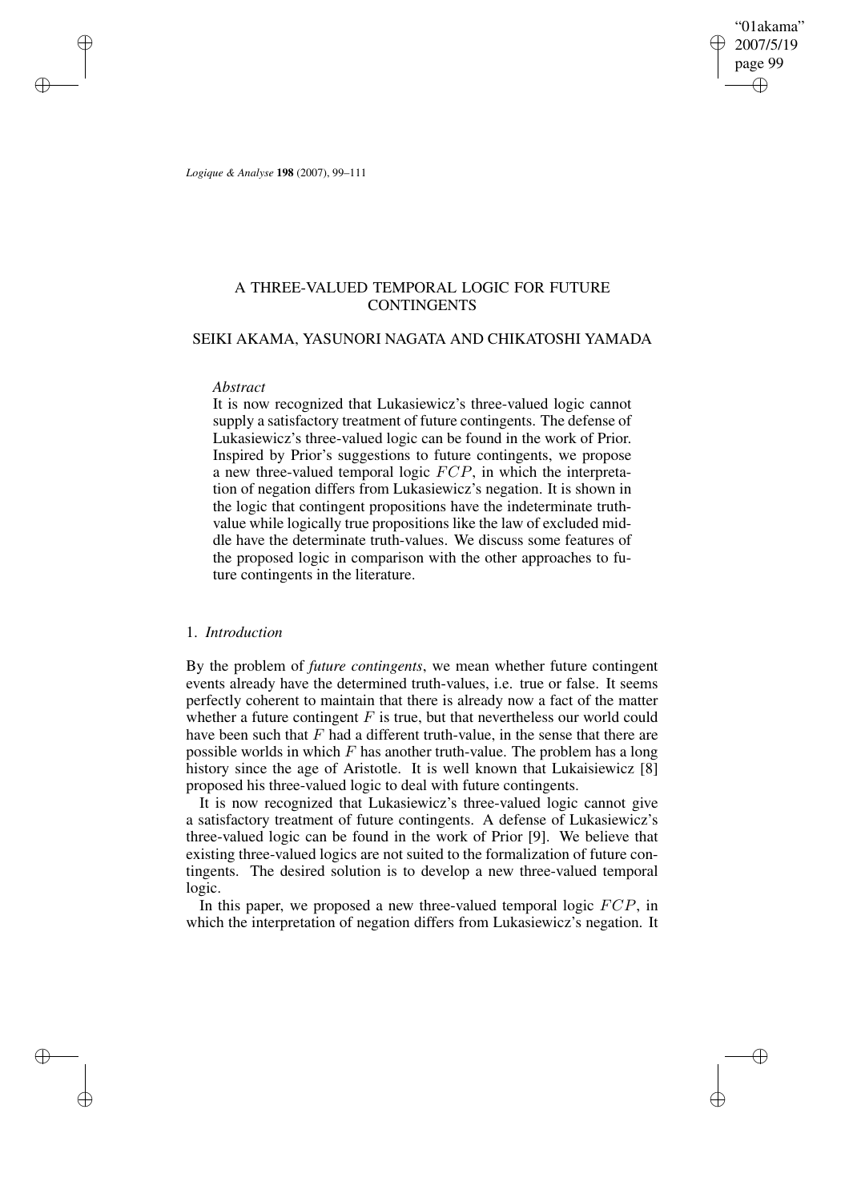# A THREE-VALUED TEMPORAL LOGIC FOR FUTURE CONTINGENTS

## SEIKI AKAMA, YASUNORI NAGATA AND CHIKATOSHI YAMADA

*Abstract*

It is now recognized that Lukasiewicz's three-valued logic cannot supply a satisfactory treatment of future contingents. The defense of Lukasiewicz's three-valued logic can be found in the work of Prior. Inspired by Prior's suggestions to future contingents, we propose a new three-valued temporal logic $FCP$, in which the interpretation of negation differs from Lukasiewicz's negation. It is shown in the logic that contingent propositions have the indeterminate truth-value while logically true propositions like the law of excluded middle have the determinate truth-values. We discuss some features of the proposed logic in comparison with the other approaches to future contingents in the literature.

### 1. *Introduction*

By the problem of *future contingents*, we mean whether future contingent events already have the determined truth-values, i.e. true or false. It seems perfectly coherent to maintain that there is already now a fact of the matter whether a future contingent $F$ is true, but that nevertheless our world could have been such that $F$ had a different truth-value, in the sense that there are possible worlds in which $F$ has another truth-value. The problem has a long history since the age of Aristotle. It is well known that Lukaisiewicz [8] proposed his three-valued logic to deal with future contingents.

It is now recognized that Lukasiewicz's three-valued logic cannot give a satisfactory treatment of future contingents. A defense of Lukasiewicz's three-valued logic can be found in the work of Prior [9]. We believe that existing three-valued logics are not suited to the formalization of future contingents. The desired solution is to develop a new three-valued temporal logic.

In this paper, we proposed a new three-valued temporal logic $FCP$, in which the interpretation of negation differs from Lukasiewicz's negation. It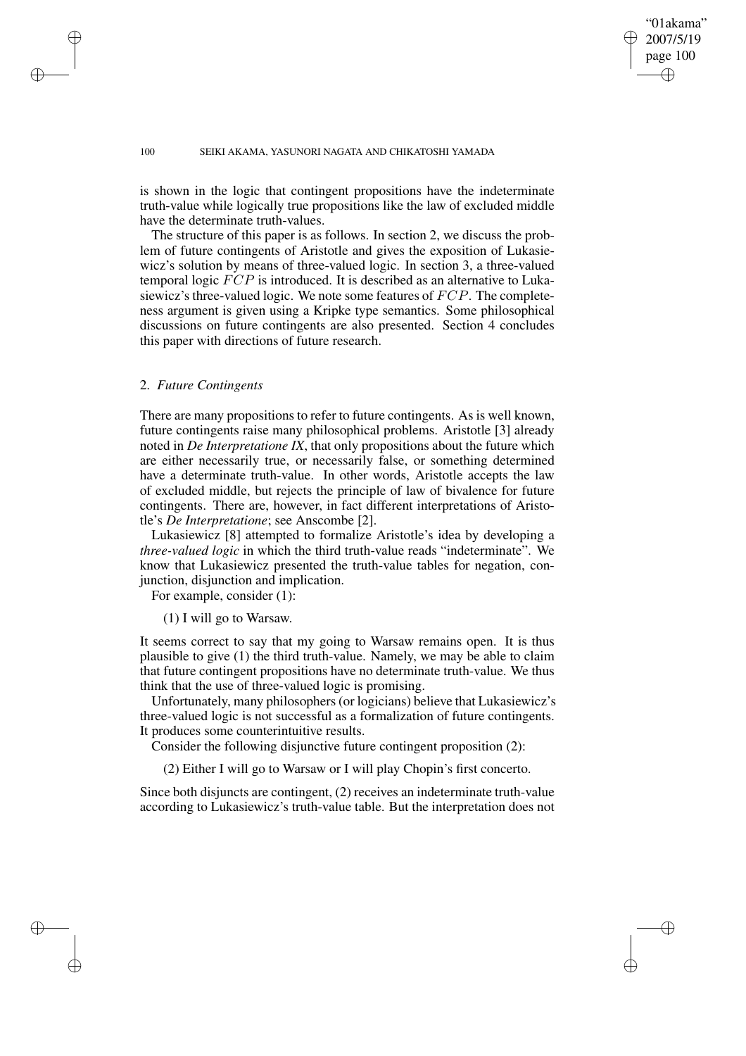is shown in the logic that contingent propositions have the indeterminate truth-value while logically true propositions like the law of excluded middle have the determinate truth-values.

The structure of this paper is as follows. In section 2, we discuss the problem of future contingents of Aristotle and gives the exposition of Lukasiewicz's solution by means of three-valued logic. In section 3, a three-valued temporal logic $FCP$ is introduced. It is described as an alternative to Lukasiewicz's three-valued logic. We note some features of $FCP$. The completeness argument is given using a Kripke type semantics. Some philosophical discussions on future contingents are also presented. Section 4 concludes this paper with directions of future research.

## 2. *Future Contingents*

There are many propositions to refer to future contingents. As is well known, future contingents raise many philosophical problems. Aristotle [3] already noted in *De Interpretatione IX*, that only propositions about the future which are either necessarily true, or necessarily false, or something determined have a determinate truth-value. In other words, Aristotle accepts the law of excluded middle, but rejects the principle of law of bivalence for future contingents. There are, however, in fact different interpretations of Aristotle's *De Interpretatione*; see Anscombe [2].

Lukasiewicz [8] attempted to formalize Aristotle's idea by developing a *three-valued logic* in which the third truth-value reads "indeterminate". We know that Lukasiewicz presented the truth-value tables for negation, conjunction, disjunction and implication.

For example, consider (1):

(1) I will go to Warsaw.

It seems correct to say that my going to Warsaw remains open. It is thus plausible to give (1) the third truth-value. Namely, we may be able to claim that future contingent propositions have no determinate truth-value. We thus think that the use of three-valued logic is promising.

Unfortunately, many philosophers (or logicians) believe that Lukasiewicz's three-valued logic is not successful as a formalization of future contingents. It produces some counterintuitive results.

Consider the following disjunctive future contingent proposition (2):

(2) Either I will go to Warsaw or I will play Chopin's first concerto.

Since both disjuncts are contingent, (2) receives an indeterminate truth-value according to Lukasiewicz's truth-value table. But the interpretation does not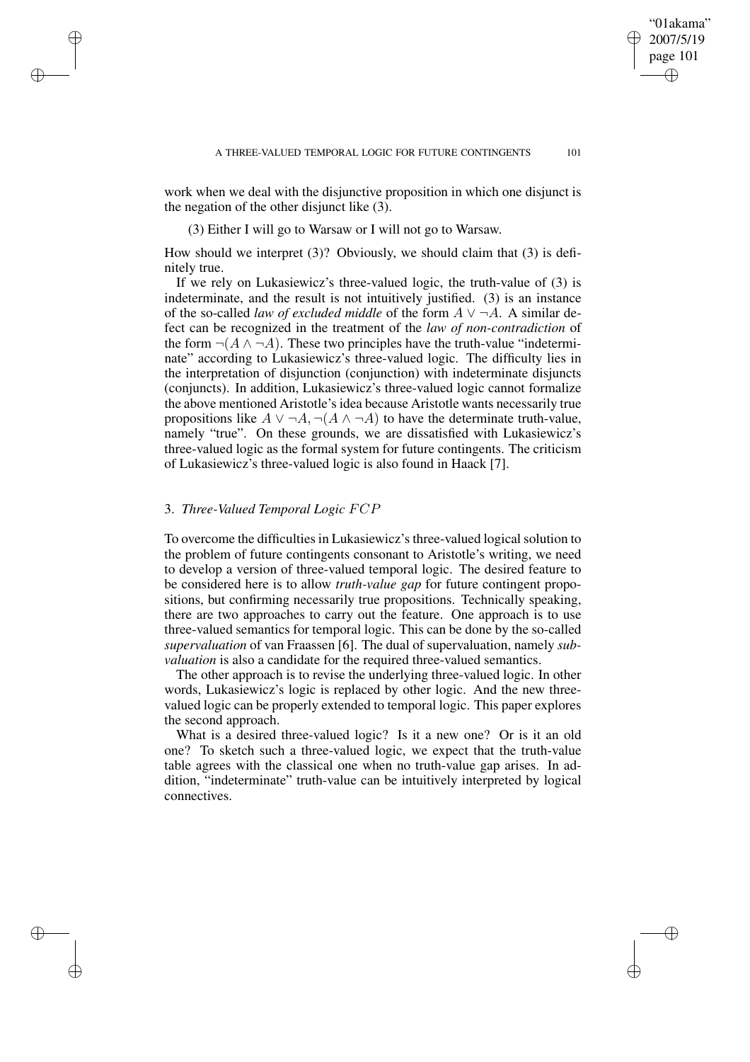work when we deal with the disjunctive proposition in which one disjunct is the negation of the other disjunct like (3).

(3) Either I will go to Warsaw or I will not go to Warsaw.

How should we interpret (3)? Obviously, we should claim that (3) is definitely true.

If we rely on Lukasiewicz's three-valued logic, the truth-value of (3) is indeterminate, and the result is not intuitively justified. (3) is an instance of the so-called *law of excluded middle* of the form $A \vee \neg A$. A similar defect can be recognized in the treatment of the *law of non-contradiction* of the form $\neg(A \wedge \neg A)$. These two principles have the truth-value "indeterminate" according to Lukasiewicz's three-valued logic. The difficulty lies in the interpretation of disjunction (conjunction) with indeterminate disjuncts (conjuncts). In addition, Lukasiewicz's three-valued logic cannot formalize the above mentioned Aristotle's idea because Aristotle wants necessarily true propositions like $A \vee \neg A$, $\neg(A \wedge \neg A)$ to have the determinate truth-value, namely "true". On these grounds, we are dissatisfied with Lukasiewicz's three-valued logic as the formal system for future contingents. The criticism of Lukasiewicz's three-valued logic is also found in Haack [7].

## 3. *Three-Valued Temporal Logic $FCP$*

To overcome the difficulties in Lukasiewicz's three-valued logical solution to the problem of future contingents consonant to Aristotle's writing, we need to develop a version of three-valued temporal logic. The desired feature to be considered here is to allow *truth-value gap* for future contingent propositions, but confirming necessarily true propositions. Technically speaking, there are two approaches to carry out the feature. One approach is to use three-valued semantics for temporal logic. This can be done by the so-called *supervaluation* of van Fraassen [6]. The dual of supervaluation, namely *subvaluation* is also a candidate for the required three-valued semantics.

The other approach is to revise the underlying three-valued logic. In other words, Lukasiewicz's logic is replaced by other logic. And the new three-valued logic can be properly extended to temporal logic. This paper explores the second approach.

What is a desired three-valued logic? Is it a new one? Or is it an old one? To sketch such a three-valued logic, we expect that the truth-value table agrees with the classical one when no truth-value gap arises. In addition, "indeterminate" truth-value can be intuitively interpreted by logical connectives.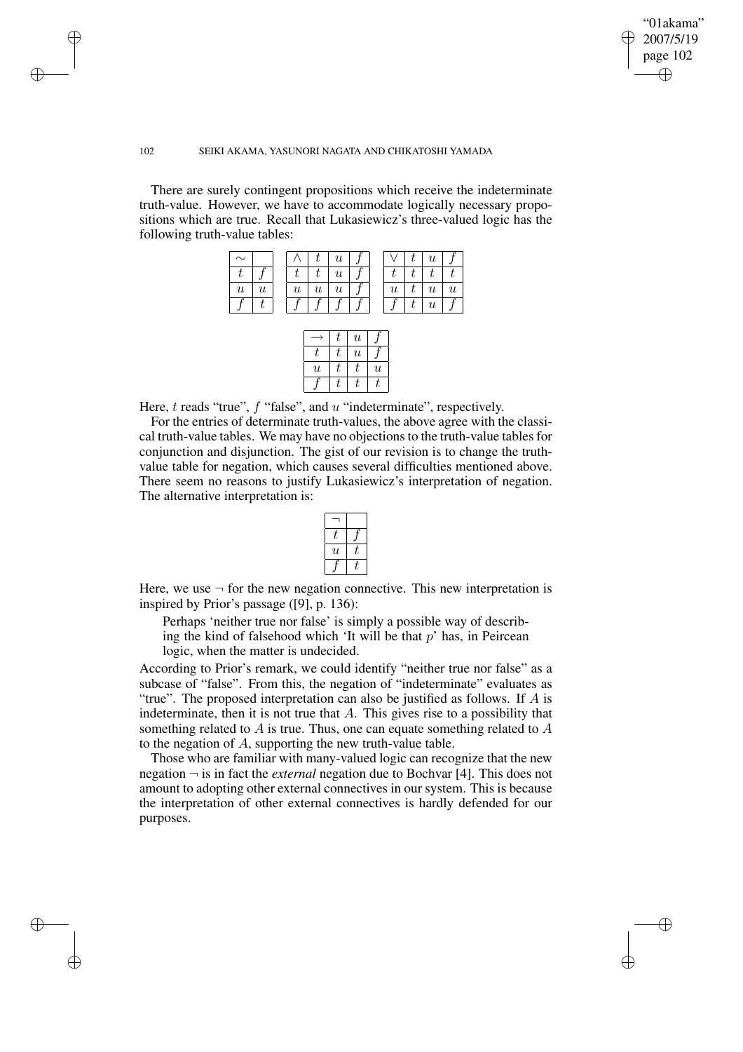There are surely contingent propositions which receive the indeterminate truth-value. However, we have to accommodate logically necessary propositions which are true. Recall that Lukasiewicz's three-valued logic has the following truth-value tables:

| $\sim$ | |
|---|---|
| $t$ | $f$ |
| $u$ | $u$ |
| $f$ | $t$ |

| $\wedge$ | $t$ | $u$ | $f$ |
|---|---|---|---|
| $t$ | $t$ | $u$ | $f$ |
| $u$ | $u$ | $u$ | $f$ |
| $f$ | $f$ | $f$ | $f$ |

| $\vee$ | $t$ | $u$ | $f$ |
|---|---|---|---|
| $t$ | $t$ | $t$ | $t$ |
| $u$ | $t$ | $u$ | $u$ |
| $f$ | $t$ | $u$ | $f$ |

| $\rightarrow$ | $t$ | $u$ | $f$ |
|---|---|---|---|
| $t$ | $t$ | $u$ | $f$ |
| $u$ | $t$ | $t$ | $u$ |
| $f$ | $t$ | $t$ | $t$ |

Here, $t$ reads "true", $f$ "false", and $u$ "indeterminate", respectively.

For the entries of determinate truth-values, the above agree with the classical truth-value tables. We may have no objections to the truth-value tables for conjunction and disjunction. The gist of our revision is to change the truth-value table for negation, which causes several difficulties mentioned above. There seem no reasons to justify Lukasiewicz's interpretation of negation. The alternative interpretation is:

| $\neg$ | |
|---|---|
| $t$ | $f$ |
| $u$ | $t$ |
| $f$ | $t$ |

Here, we use $\neg$ for the new negation connective. This new interpretation is inspired by Prior's passage ([9], p. 136):

> Perhaps 'neither true nor false' is simply a possible way of describing the kind of falsehood which 'It will be that $p$' has, in Peircean logic, when the matter is undecided.

According to Prior's remark, we could identify "neither true nor false" as a subcase of "false". From this, the negation of "indeterminate" evaluates as "true". The proposed interpretation can also be justified as follows. If $A$ is indeterminate, then it is not true that $A$. This gives rise to a possibility that something related to $A$ is true. Thus, one can equate something related to $A$ to the negation of $A$, supporting the new truth-value table.

Those who are familiar with many-valued logic can recognize that the new negation $\neg$ is in fact the *external* negation due to Bochvar [4]. This does not amount to adopting other external connectives in our system. This is because the interpretation of other external connectives is hardly defended for our purposes.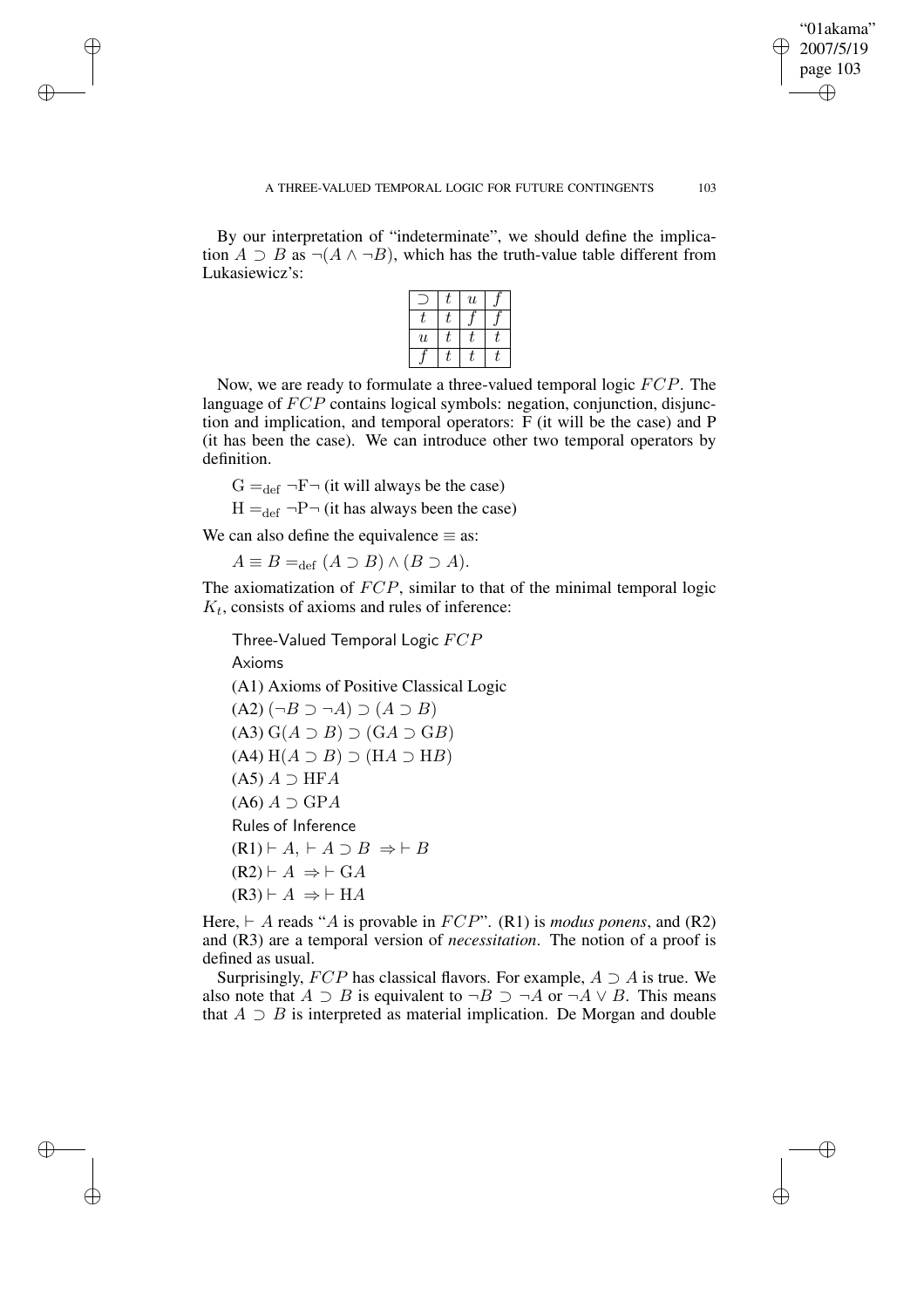By our interpretation of "indeterminate", we should define the implication $A \supset B$ as $\neg(A \wedge \neg B)$, which has the truth-value table different from Lukasiewicz's:

| $\supset$ | $t$ | $u$ | $f$ |
|---|---|---|---|
| $t$ | $t$ | $f$ | $f$ |
| $u$ | $t$ | $t$ | $t$ |
| $f$ | $t$ | $t$ | $t$ |

Now, we are ready to formulate a three-valued temporal logic $FCP$. The language of $FCP$ contains logical symbols: negation, conjunction, disjunction and implication, and temporal operators: F (it will be the case) and P (it has been the case). We can introduce other two temporal operators by definition.

$\mathrm{G} =_{\mathrm{def}} \neg\mathrm{F}\neg$ (it will always be the case)

$\mathrm{H} =_{\mathrm{def}} \neg\mathrm{P}\neg$ (it has always been the case)

We can also define the equivalence $\equiv$ as:

$A \equiv B =_{\mathrm{def}} (A \supset B) \wedge (B \supset A)$.

The axiomatization of $FCP$, similar to that of the minimal temporal logic $K_t$, consists of axioms and rules of inference:

Three-Valued Temporal Logic $FCP$

Axioms

(A1) Axioms of Positive Classical Logic

(A2) $(\neg B \supset \neg A) \supset (A \supset B)$

(A3) $\mathrm{G}(A \supset B) \supset (\mathrm{G}A \supset \mathrm{G}B)$

(A4) $\mathrm{H}(A \supset B) \supset (\mathrm{H}A \supset \mathrm{H}B)$

(A5) $A \supset \mathrm{HF}A$

(A6) $A \supset \mathrm{GP}A$

Rules of Inference

(R1) $\vdash A, \vdash A \supset B \Rightarrow \vdash B$

(R2) $\vdash A \Rightarrow \vdash \mathrm{G}A$

(R3) $\vdash A \Rightarrow \vdash \mathrm{H}A$

Here, $\vdash A$ reads "$A$ is provable in $FCP$". (R1) is *modus ponens*, and (R2) and (R3) are a temporal version of *necessitation*. The notion of a proof is defined as usual.

Surprisingly, $FCP$ has classical flavors. For example, $A \supset A$ is true. We also note that $A \supset B$ is equivalent to $\neg B \supset \neg A$ or $\neg A \vee B$. This means that $A \supset B$ is interpreted as material implication. De Morgan and double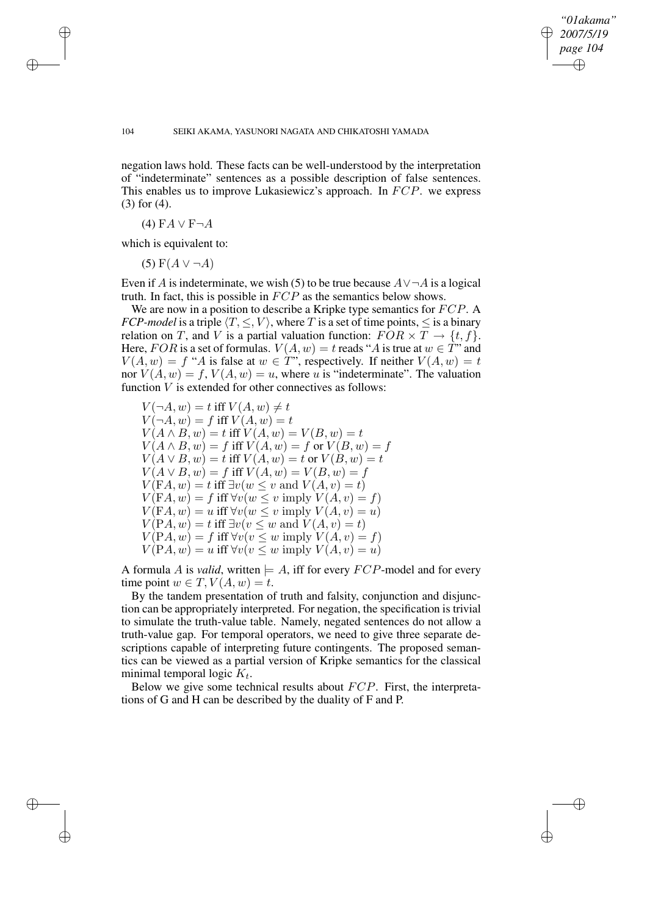negation laws hold. These facts can be well-understood by the interpretation of "indeterminate" sentences as a possible description of false sentences. This enables us to improve Lukasiewicz's approach. In $FCP$. we express (3) for (4).

(4) $\mathrm{F}A \vee \mathrm{F}\neg A$

which is equivalent to:

(5) $\mathrm{F}(A \vee \neg A)$

Even if $A$ is indeterminate, we wish (5) to be true because $A \vee \neg A$ is a logical truth. In fact, this is possible in $FCP$ as the semantics below shows.

We are now in a position to describe a Kripke type semantics for $FCP$. A *FCP-model* is a triple $\langle T, \leq, V \rangle$, where $T$ is a set of time points, $\leq$ is a binary relation on $T$, and $V$ is a partial valuation function: $FOR \times T \rightarrow \{t, f\}$. Here, $FOR$ is a set of formulas. $V(A, w) = t$ reads "$A$ is true at $w \in T$" and $V(A, w) = f$ "$A$ is false at $w \in T$", respectively. If neither $V(A, w) = t$ nor $V(A, w) = f$, $V(A, w) = u$, where $u$ is "indeterminate". The valuation function $V$ is extended for other connectives as follows:

$V(\neg A, w) = t$ iff $V(A, w) \neq t$
$V(\neg A, w) = f$ iff $V(A, w) = t$
$V(A \wedge B, w) = t$ iff $V(A, w) = V(B, w) = t$
$V(A \wedge B, w) = f$ iff $V(A, w) = f$ or $V(B, w) = f$
$V(A \vee B, w) = t$ iff $V(A, w) = t$ or $V(B, w) = t$
$V(A \vee B, w) = f$ iff $V(A, w) = V(B, w) = f$
$V(\mathrm{F}A, w) = t$ iff $\exists v(w \leq v$ and $V(A, v) = t)$
$V(\mathrm{F}A, w) = f$ iff $\forall v(w \leq v$ imply $V(A, v) = f)$
$V(\mathrm{F}A, w) = u$ iff $\forall v(w \leq v$ imply $V(A, v) = u)$
$V(\mathrm{P}A, w) = t$ iff $\exists v(v \leq w$ and $V(A, v) = t)$
$V(\mathrm{P}A, w) = f$ iff $\forall v(v \leq w$ imply $V(A, v) = f)$
$V(\mathrm{P}A, w) = u$ iff $\forall v(v \leq w$ imply $V(A, v) = u)$

A formula $A$ is *valid*, written $\models A$, iff for every $FCP$-model and for every time point $w \in T, V(A, w) = t$.

By the tandem presentation of truth and falsity, conjunction and disjunction can be appropriately interpreted. For negation, the specification is trivial to simulate the truth-value table. Namely, negated sentences do not allow a truth-value gap. For temporal operators, we need to give three separate descriptions capable of interpreting future contingents. The proposed semantics can be viewed as a partial version of Kripke semantics for the classical minimal temporal logic $K_t$.

Below we give some technical results about $FCP$. First, the interpretations of G and H can be described by the duality of F and P.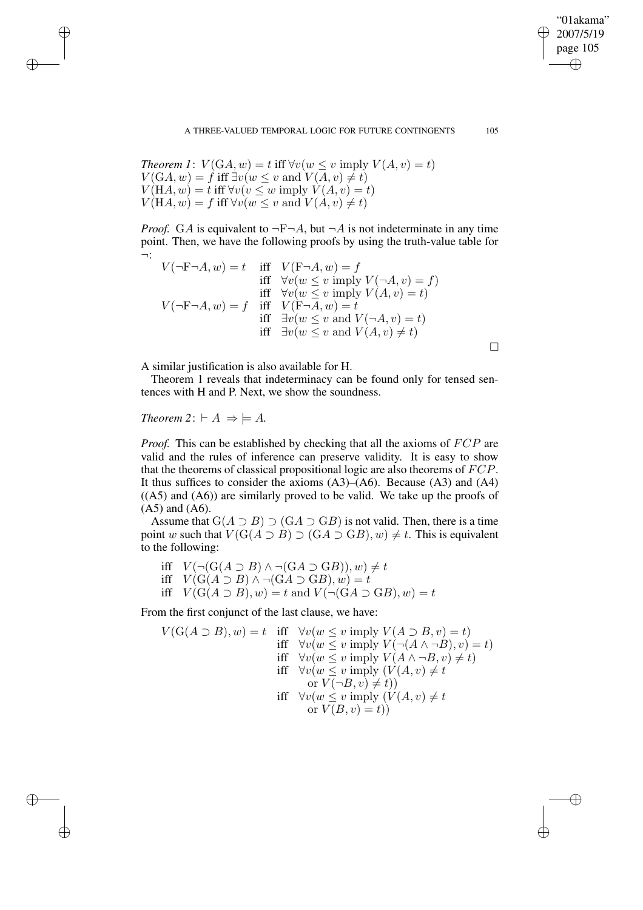*Theorem 1*: $V(\mathrm{G}A, w) = t$ iff $\forall v(w \leq v \text{ imply } V(A, v) = t)$
$V(\mathrm{G}A, w) = f$ iff $\exists v(w \leq v \text{ and } V(A, v) \neq t)$
$V(\mathrm{H}A, w) = t$ iff $\forall v(v \leq w \text{ imply } V(A, v) = t)$
$V(\mathrm{H}A, w) = f$ iff $\forall v(w \leq v \text{ and } V(A, v) \neq t)$

*Proof.* $\mathrm{G}A$ is equivalent to $\neg\mathrm{F}\neg A$, but $\neg A$ is not indeterminate in any time point. Then, we have the following proofs by using the truth-value table for $\neg$:

$$
\begin{aligned}
V(\neg\mathrm{F}\neg A, w) = t \quad & \text{iff} \quad V(\mathrm{F}\neg A, w) = f \\
& \text{iff} \quad \forall v(w \leq v \text{ imply } V(\neg A, v) = f) \\
& \text{iff} \quad \forall v(w \leq v \text{ imply } V(A, v) = t) \\
V(\neg\mathrm{F}\neg A, w) = f \quad & \text{iff} \quad V(\mathrm{F}\neg A, w) = t \\
& \text{iff} \quad \exists v(w \leq v \text{ and } V(\neg A, v) = t) \\
& \text{iff} \quad \exists v(w \leq v \text{ and } V(A, v) \neq t)
\end{aligned}
$$

□

A similar justification is also available for H.

Theorem 1 reveals that indeterminacy can be found only for tensed sentences with H and P. Next, we show the soundness.

*Theorem 2*: $\vdash A \;\Rightarrow \models A$.

*Proof.* This can be established by checking that all the axioms of $FCP$ are valid and the rules of inference can preserve validity. It is easy to show that the theorems of classical propositional logic are also theorems of $FCP$. It thus suffices to consider the axioms (A3)–(A6). Because (A3) and (A4) ((A5) and (A6)) are similarly proved to be valid. We take up the proofs of (A5) and (A6).

Assume that $\mathrm{G}(A \supset B) \supset (\mathrm{G}A \supset \mathrm{G}B)$ is not valid. Then, there is a time point $w$ such that $V(\mathrm{G}(A \supset B) \supset (\mathrm{G}A \supset \mathrm{G}B), w) \neq t$. This is equivalent to the following:

$$
\begin{aligned}
& \text{iff} \quad V(\neg(\mathrm{G}(A \supset B) \wedge \neg(\mathrm{G}A \supset \mathrm{G}B)), w) \neq t \\
& \text{iff} \quad V(\mathrm{G}(A \supset B) \wedge \neg(\mathrm{G}A \supset \mathrm{G}B), w) = t \\
& \text{iff} \quad V(\mathrm{G}(A \supset B), w) = t \text{ and } V(\neg(\mathrm{G}A \supset \mathrm{G}B), w) = t
\end{aligned}
$$

From the first conjunct of the last clause, we have:

$$
\begin{aligned}
V(\mathrm{G}(A \supset B), w) = t \quad & \text{iff} \quad \forall v(w \leq v \text{ imply } V(A \supset B, v) = t) \\
& \text{iff} \quad \forall v(w \leq v \text{ imply } V(\neg(A \wedge \neg B), v) = t) \\
& \text{iff} \quad \forall v(w \leq v \text{ imply } V(A \wedge \neg B, v) \neq t) \\
& \text{iff} \quad \forall v(w \leq v \text{ imply } (V(A, v) \neq t \\
& \qquad \text{or } V(\neg B, v) \neq t)) \\
& \text{iff} \quad \forall v(w \leq v \text{ imply } (V(A, v) \neq t \\
& \qquad \text{or } V(B, v) = t))
\end{aligned}
$$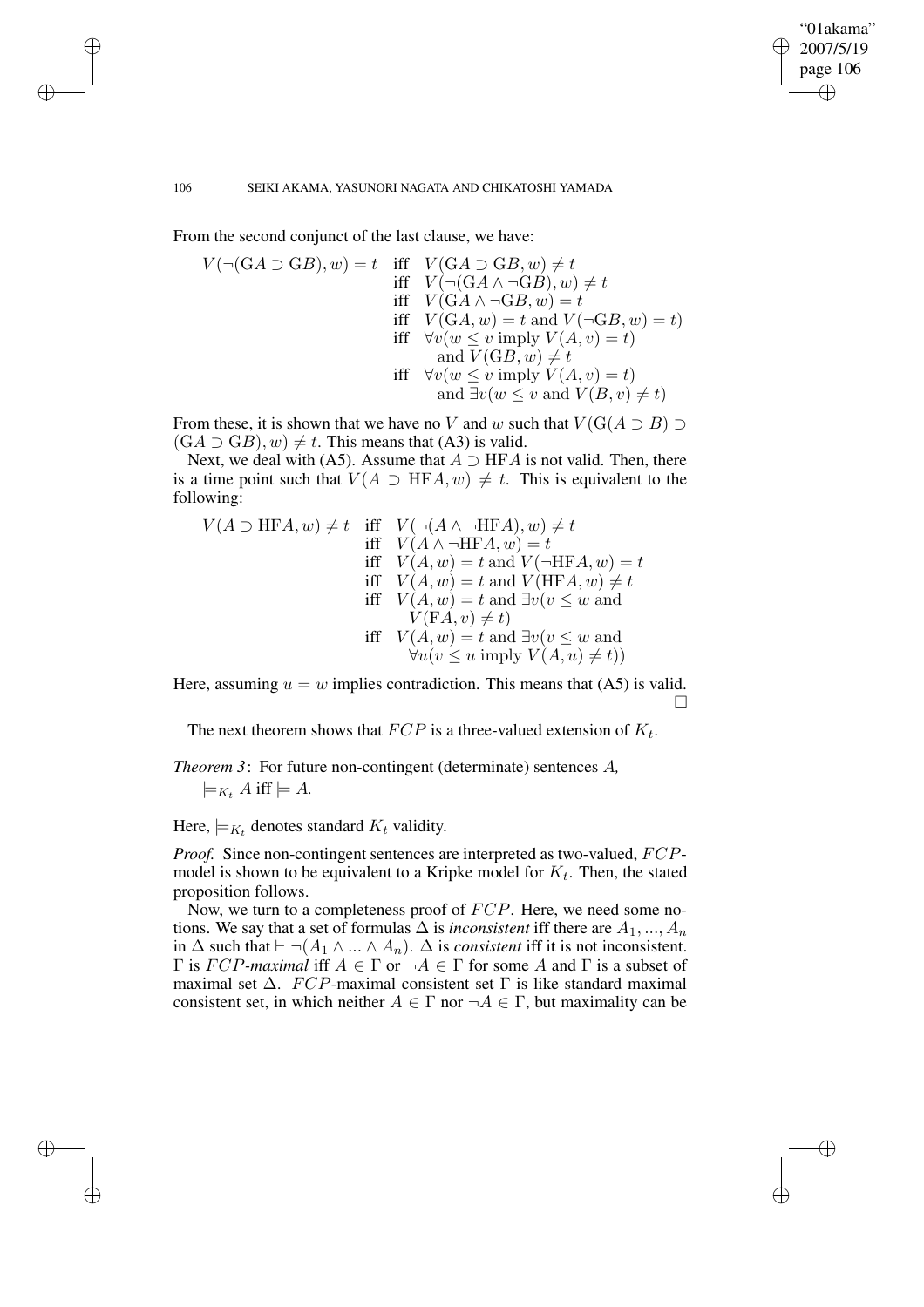From the second conjunct of the last clause, we have:

$$
\begin{aligned}
V(\neg(\mathrm{G}A \supset \mathrm{G}B), w) = t \quad & \text{iff} \quad V(\mathrm{G}A \supset \mathrm{G}B, w) \neq t \\
& \text{iff} \quad V(\neg(\mathrm{G}A \wedge \neg \mathrm{G}B), w) \neq t \\
& \text{iff} \quad V(\mathrm{G}A \wedge \neg \mathrm{G}B, w) = t \\
& \text{iff} \quad V(\mathrm{G}A, w) = t \text{ and } V(\neg \mathrm{G}B, w) = t) \\
& \text{iff} \quad \forall v (w \leq v \text{ imply } V(A, v) = t) \\
& \qquad \text{and } V(\mathrm{G}B, w) \neq t \\
& \text{iff} \quad \forall v (w \leq v \text{ imply } V(A, v) = t) \\
& \qquad \text{and } \exists v (w \leq v \text{ and } V(B, v) \neq t)
\end{aligned}
$$

From these, it is shown that we have no $V$ and $w$ such that $V(\mathrm{G}(A \supset B) \supset (\mathrm{G}A \supset \mathrm{G}B), w) \neq t$. This means that (A3) is valid.

Next, we deal with (A5). Assume that $A \supset \mathrm{HF}A$ is not valid. Then, there is a time point such that $V(A \supset \mathrm{HF}A, w) \neq t$. This is equivalent to the following:

$$
\begin{aligned}
V(A \supset \mathrm{HF}A, w) \neq t \quad & \text{iff} \quad V(\neg(A \wedge \neg \mathrm{HF}A), w) \neq t \\
& \text{iff} \quad V(A \wedge \neg \mathrm{HF}A, w) = t \\
& \text{iff} \quad V(A, w) = t \text{ and } V(\neg \mathrm{HF}A, w) = t \\
& \text{iff} \quad V(A, w) = t \text{ and } V(\mathrm{HF}A, w) \neq t \\
& \text{iff} \quad V(A, w) = t \text{ and } \exists v (v \leq w \text{ and} \\
& \qquad V(\mathrm{F}A, v) \neq t) \\
& \text{iff} \quad V(A, w) = t \text{ and } \exists v (v \leq w \text{ and} \\
& \qquad \forall u (v \leq u \text{ imply } V(A, u) \neq t))
\end{aligned}
$$

Here, assuming $u = w$ implies contradiction. This means that (A5) is valid. □

The next theorem shows that $FCP$ is a three-valued extension of $K_t$.

*Theorem 3*: For future non-contingent (determinate) sentences $A$,

$\models_{K_t} A$ iff $\models A$.

Here, $\models_{K_t}$ denotes standard $K_t$ validity.

*Proof.* Since non-contingent sentences are interpreted as two-valued, $FCP$-model is shown to be equivalent to a Kripke model for $K_t$. Then, the stated proposition follows.

Now, we turn to a completeness proof of $FCP$. Here, we need some notions. We say that a set of formulas $\Delta$ is *inconsistent* iff there are $A_1, ..., A_n$ in $\Delta$ such that $\vdash \neg(A_1 \wedge ... \wedge A_n)$. $\Delta$ is *consistent* iff it is not inconsistent. $\Gamma$ is $FCP$-*maximal* iff $A \in \Gamma$ or $\neg A \in \Gamma$ for some $A$ and $\Gamma$ is a subset of maximal set $\Delta$. $FCP$-maximal consistent set $\Gamma$ is like standard maximal consistent set, in which neither $A \in \Gamma$ nor $\neg A \in \Gamma$, but maximality can be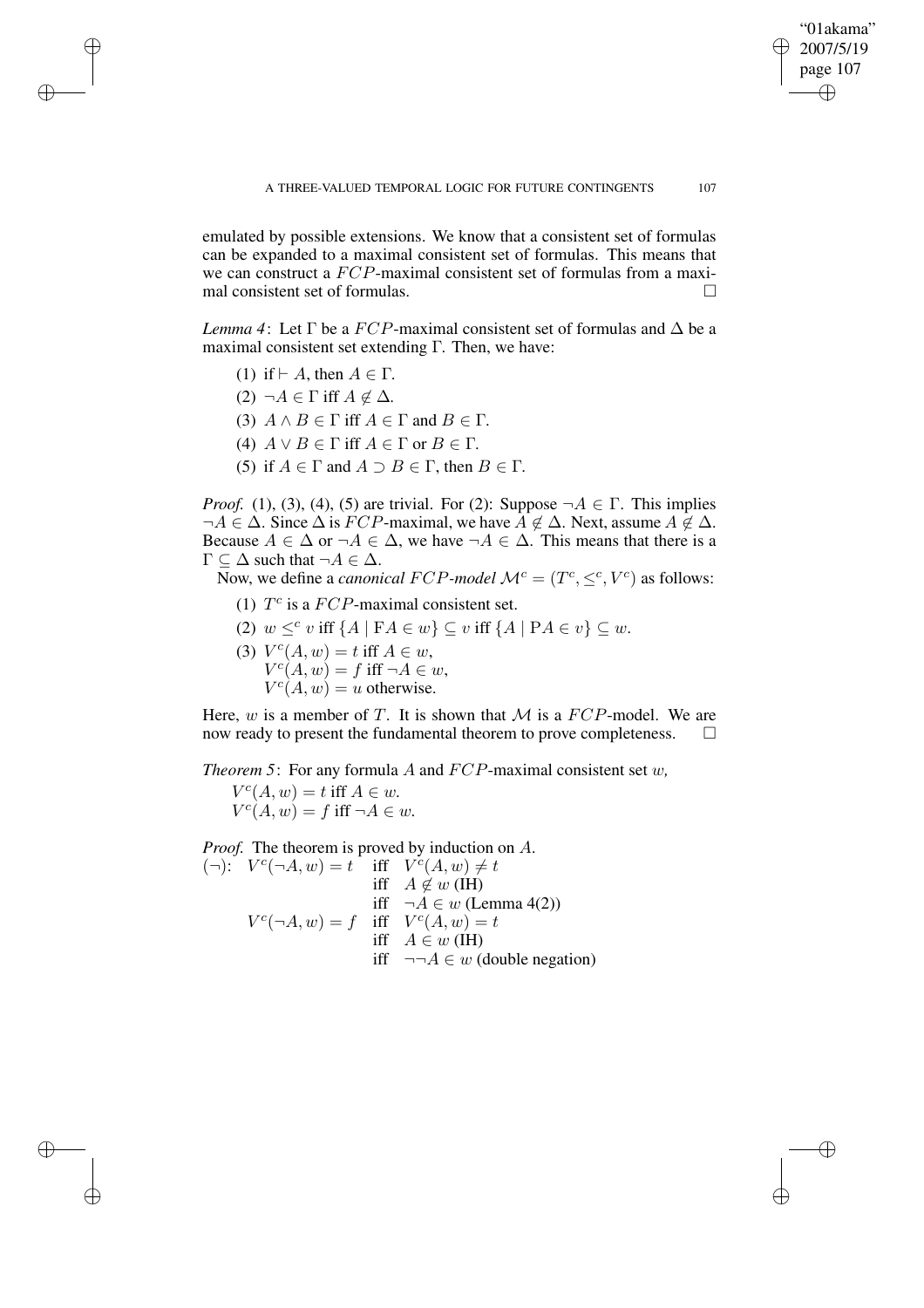emulated by possible extensions. We know that a consistent set of formulas can be expanded to a maximal consistent set of formulas. This means that we can construct a $FCP$-maximal consistent set of formulas from a maximal consistent set of formulas. $\square$

*Lemma 4*: Let $\Gamma$ be a $FCP$-maximal consistent set of formulas and $\Delta$ be a maximal consistent set extending $\Gamma$. Then, we have:

(1) if $\vdash A$, then $A \in \Gamma$.

(2) $\neg A \in \Gamma$ iff $A \notin \Delta$.

(3) $A \wedge B \in \Gamma$ iff $A \in \Gamma$ and $B \in \Gamma$.

(4) $A \vee B \in \Gamma$ iff $A \in \Gamma$ or $B \in \Gamma$.

(5) if $A \in \Gamma$ and $A \supset B \in \Gamma$, then $B \in \Gamma$.

*Proof.* (1), (3), (4), (5) are trivial. For (2): Suppose $\neg A \in \Gamma$. This implies $\neg A \in \Delta$. Since $\Delta$ is $FCP$-maximal, we have $A \notin \Delta$. Next, assume $A \notin \Delta$. Because $A \in \Delta$ or $\neg A \in \Delta$, we have $\neg A \in \Delta$. This means that there is a $\Gamma \subseteq \Delta$ such that $\neg A \in \Delta$.

Now, we define a *canonical $FCP$-model* $\mathcal{M}^c = (T^c, \leq^c, V^c)$ as follows:

(1) $T^c$ is a $FCP$-maximal consistent set.

(2) $w \leq^c v$ iff $\{A \mid \mathrm{F}A \in w\} \subseteq v$ iff $\{A \mid \mathrm{P}A \in v\} \subseteq w$.

(3) $V^c(A, w) = t$ iff $A \in w$,
$V^c(A, w) = f$ iff $\neg A \in w$,
$V^c(A, w) = u$ otherwise.

Here, $w$ is a member of $T$. It is shown that $\mathcal{M}$ is a $FCP$-model. We are now ready to present the fundamental theorem to prove completeness. $\square$

*Theorem 5*: For any formula $A$ and $FCP$-maximal consistent set $w$,
$V^c(A, w) = t$ iff $A \in w$.
$V^c(A, w) = f$ iff $\neg A \in w$.

*Proof.* The theorem is proved by induction on $A$.

$$
\begin{array}{llll}
(\neg): & V^c(\neg A, w) = t & \text{iff} & V^c(A, w) \neq t \\
& & \text{iff} & A \notin w \text{ (IH)} \\
& & \text{iff} & \neg A \in w \text{ (Lemma 4(2))} \\
& V^c(\neg A, w) = f & \text{iff} & V^c(A, w) = t \\
& & \text{iff} & A \in w \text{ (IH)} \\
& & \text{iff} & \neg\neg A \in w \text{ (double negation)}
\end{array}
$$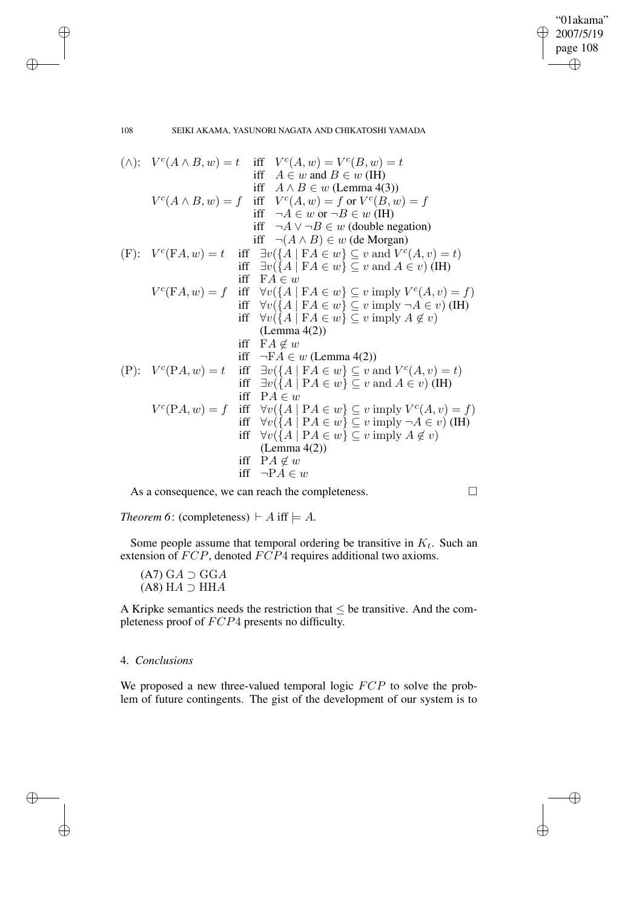$$
\begin{array}{llll}
(\wedge): & V^c(A \wedge B, w) = t & \text{iff} & V^c(A, w) = V^c(B, w) = t \\
& & \text{iff} & A \in w \text{ and } B \in w \text{ (IH)} \\
& & \text{iff} & A \wedge B \in w \text{ (Lemma 4(3))} \\
& V^c(A \wedge B, w) = f & \text{iff} & V^c(A, w) = f \text{ or } V^c(B, w) = f \\
& & \text{iff} & \neg A \in w \text{ or } \neg B \in w \text{ (IH)} \\
& & \text{iff} & \neg A \vee \neg B \in w \text{ (double negation)} \\
& & \text{iff} & \neg(A \wedge B) \in w \text{ (de Morgan)} \\
(\mathrm{F}): & V^c(\mathrm{F}A, w) = t & \text{iff} & \exists v(\{A \mid \mathrm{F}A \in w\} \subseteq v \text{ and } V^c(A, v) = t) \\
& & \text{iff} & \exists v(\{A \mid \mathrm{F}A \in w\} \subseteq v \text{ and } A \in v) \text{ (IH)} \\
& & \text{iff} & \mathrm{F}A \in w \\
& V^c(\mathrm{F}A, w) = f & \text{iff} & \forall v(\{A \mid \mathrm{F}A \in w\} \subseteq v \text{ imply } V^c(A, v) = f) \\
& & \text{iff} & \forall v(\{A \mid \mathrm{F}A \in w\} \subseteq v \text{ imply } \neg A \in v) \text{ (IH)} \\
& & \text{iff} & \forall v(\{A \mid \mathrm{F}A \in w\} \subseteq v \text{ imply } A \notin v) \\
& & & \text{(Lemma 4(2))} \\
& & \text{iff} & \mathrm{F}A \notin w \\
& & \text{iff} & \neg \mathrm{F}A \in w \text{ (Lemma 4(2))} \\
(\mathrm{P}): & V^c(\mathrm{P}A, w) = t & \text{iff} & \exists v(\{A \mid \mathrm{F}A \in w\} \subseteq v \text{ and } V^c(A, v) = t) \\
& & \text{iff} & \exists v(\{A \mid \mathrm{P}A \in w\} \subseteq v \text{ and } A \in v) \text{ (IH)} \\
& & \text{iff} & \mathrm{P}A \in w \\
& V^c(\mathrm{P}A, w) = f & \text{iff} & \forall v(\{A \mid \mathrm{P}A \in w\} \subseteq v \text{ imply } V^c(A, v) = f) \\
& & \text{iff} & \forall v(\{A \mid \mathrm{P}A \in w\} \subseteq v \text{ imply } \neg A \in v) \text{ (IH)} \\
& & \text{iff} & \forall v(\{A \mid \mathrm{P}A \in w\} \subseteq v \text{ imply } A \notin v) \\
& & & \text{(Lemma 4(2))} \\
& & \text{iff} & \mathrm{P}A \notin w \\
& & \text{iff} & \neg \mathrm{P}A \in w
\end{array}
$$

As a consequence, we can reach the completeness. □

*Theorem 6*: (completeness) $\vdash A$ iff $\models A$.

Some people assume that temporal ordering be transitive in $K_t$. Such an extension of $FCP$, denoted $FCP4$ requires additional two axioms.

(A7) $\mathrm{G}A \supset \mathrm{GG}A$
(A8) $\mathrm{H}A \supset \mathrm{HH}A$

A Kripke semantics needs the restriction that $\leq$ be transitive. And the completeness proof of $FCP4$ presents no difficulty.

## 4. *Conclusions*

We proposed a new three-valued temporal logic $FCP$ to solve the problem of future contingents. The gist of the development of our system is to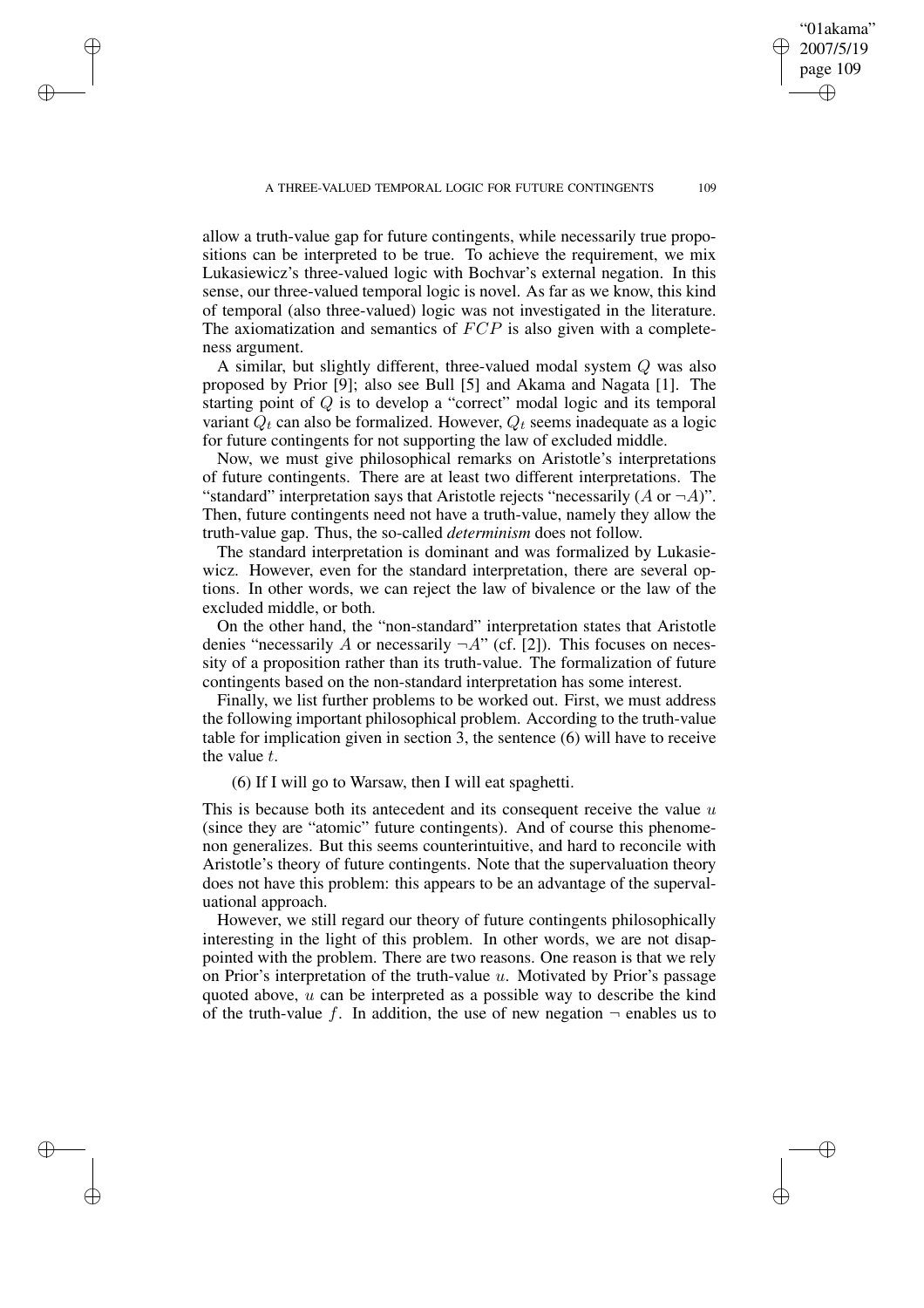allow a truth-value gap for future contingents, while necessarily true propositions can be interpreted to be true. To achieve the requirement, we mix Lukasiewicz's three-valued logic with Bochvar's external negation. In this sense, our three-valued temporal logic is novel. As far as we know, this kind of temporal (also three-valued) logic was not investigated in the literature. The axiomatization and semantics of $FCP$ is also given with a completeness argument.

A similar, but slightly different, three-valued modal system $Q$ was also proposed by Prior [9]; also see Bull [5] and Akama and Nagata [1]. The starting point of $Q$ is to develop a "correct" modal logic and its temporal variant $Q_t$ can also be formalized. However, $Q_t$ seems inadequate as a logic for future contingents for not supporting the law of excluded middle.

Now, we must give philosophical remarks on Aristotle's interpretations of future contingents. There are at least two different interpretations. The "standard" interpretation says that Aristotle rejects "necessarily ($A$ or $\neg A$)". Then, future contingents need not have a truth-value, namely they allow the truth-value gap. Thus, the so-called *determinism* does not follow.

The standard interpretation is dominant and was formalized by Lukasiewicz. However, even for the standard interpretation, there are several options. In other words, we can reject the law of bivalence or the law of the excluded middle, or both.

On the other hand, the "non-standard" interpretation states that Aristotle denies "necessarily $A$ or necessarily $\neg A$" (cf. [2]). This focuses on necessity of a proposition rather than its truth-value. The formalization of future contingents based on the non-standard interpretation has some interest.

Finally, we list further problems to be worked out. First, we must address the following important philosophical problem. According to the truth-value table for implication given in section 3, the sentence (6) will have to receive the value $t$.

(6) If I will go to Warsaw, then I will eat spaghetti.

This is because both its antecedent and its consequent receive the value $u$ (since they are "atomic" future contingents). And of course this phenomenon generalizes. But this seems counterintuitive, and hard to reconcile with Aristotle's theory of future contingents. Note that the supervaluation theory does not have this problem: this appears to be an advantage of the supervaluational approach.

However, we still regard our theory of future contingents philosophically interesting in the light of this problem. In other words, we are not disappointed with the problem. There are two reasons. One reason is that we rely on Prior's interpretation of the truth-value $u$. Motivated by Prior's passage quoted above, $u$ can be interpreted as a possible way to describe the kind of the truth-value $f$. In addition, the use of new negation $\neg$ enables us to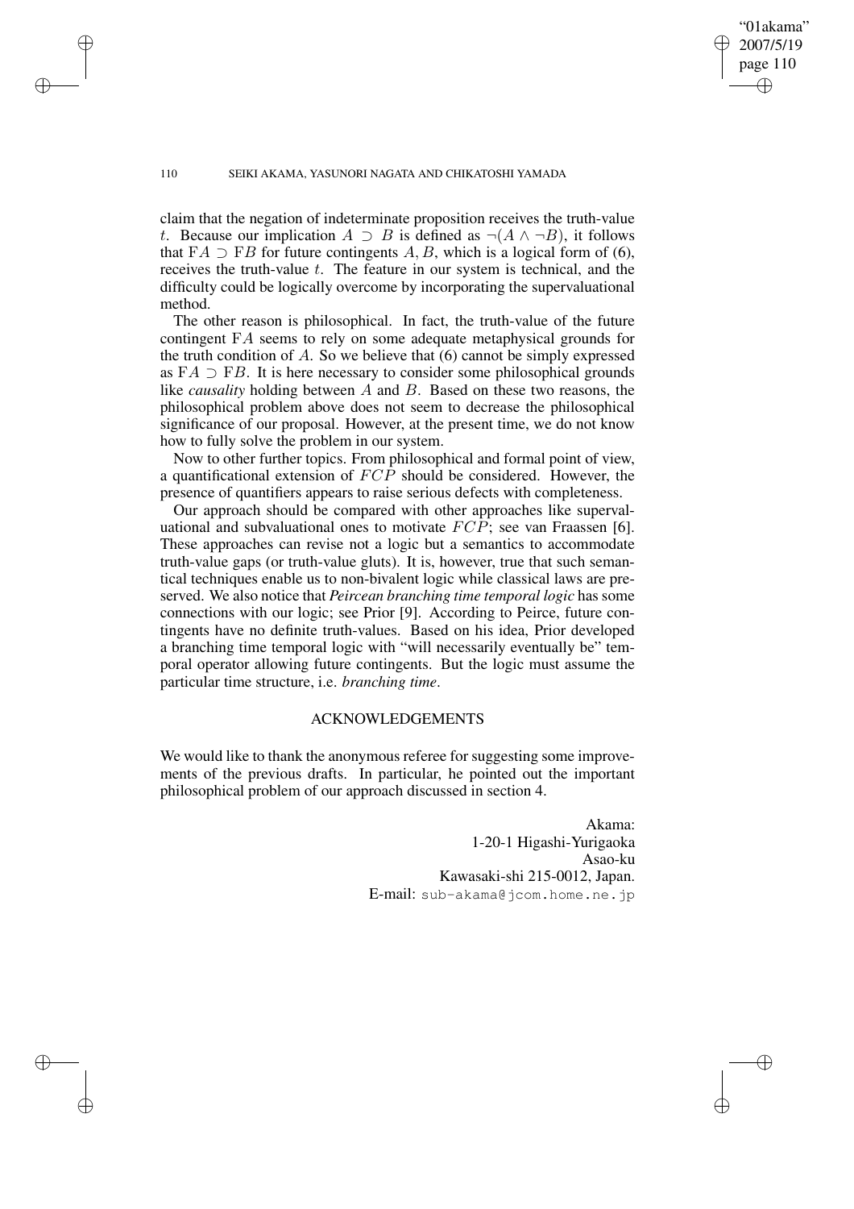claim that the negation of indeterminate proposition receives the truth-value $t$. Because our implication $A \supset B$ is defined as $\neg(A \wedge \neg B)$, it follows that $\mathrm{F}A \supset \mathrm{F}B$ for future contingents $A, B$, which is a logical form of (6), receives the truth-value $t$. The feature in our system is technical, and the difficulty could be logically overcome by incorporating the supervaluational method.

The other reason is philosophical. In fact, the truth-value of the future contingent $\mathrm{F}A$ seems to rely on some adequate metaphysical grounds for the truth condition of $A$. So we believe that (6) cannot be simply expressed as $\mathrm{F}A \supset \mathrm{F}B$. It is here necessary to consider some philosophical grounds like *causality* holding between $A$ and $B$. Based on these two reasons, the philosophical problem above does not seem to decrease the philosophical significance of our proposal. However, at the present time, we do not know how to fully solve the problem in our system.

Now to other further topics. From philosophical and formal point of view, a quantificational extension of $FCP$ should be considered. However, the presence of quantifiers appears to raise serious defects with completeness.

Our approach should be compared with other approaches like supervaluational and subvaluational ones to motivate $FCP$; see van Fraassen [6]. These approaches can revise not a logic but a semantics to accommodate truth-value gaps (or truth-value gluts). It is, however, true that such semantical techniques enable us to non-bivalent logic while classical laws are preserved. We also notice that *Peircean branching time temporal logic* has some connections with our logic; see Prior [9]. According to Peirce, future contingents have no definite truth-values. Based on his idea, Prior developed a branching time temporal logic with "will necessarily eventually be" temporal operator allowing future contingents. But the logic must assume the particular time structure, i.e. *branching time*.

## ACKNOWLEDGEMENTS

We would like to thank the anonymous referee for suggesting some improvements of the previous drafts. In particular, he pointed out the important philosophical problem of our approach discussed in section 4.

Akama:
1-20-1 Higashi-Yurigaoka
Asao-ku
Kawasaki-shi 215-0012, Japan.
E-mail: sub-akama@jcom.home.ne.jp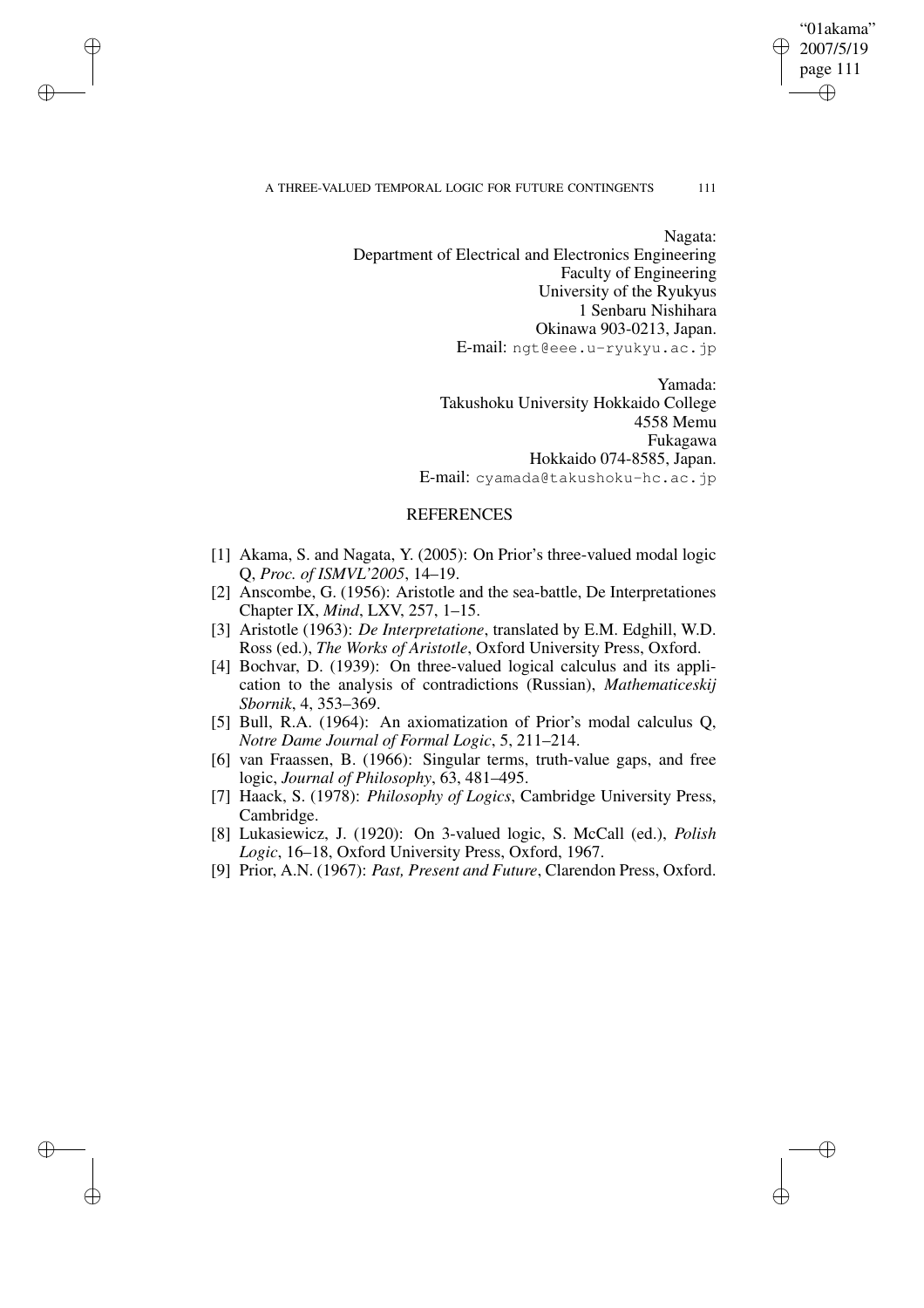Nagata:
Department of Electrical and Electronics Engineering
Faculty of Engineering
University of the Ryukyus
1 Senbaru Nishihara
Okinawa 903-0213, Japan.
E-mail: ngt@eee.u-ryukyu.ac.jp

Yamada:
Takushoku University Hokkaido College
4558 Memu
Fukagawa
Hokkaido 074-8585, Japan.
E-mail: cyamada@takushoku-hc.ac.jp

## REFERENCES

[1] Akama, S. and Nagata, Y. (2005): On Prior's three-valued modal logic Q, *Proc. of ISMVL'2005*, 14–19.

[2] Anscombe, G. (1956): Aristotle and the sea-battle, De Interpretationes Chapter IX, *Mind*, LXV, 257, 1–15.

[3] Aristotle (1963): *De Interpretatione*, translated by E.M. Edghill, W.D. Ross (ed.), *The Works of Aristotle*, Oxford University Press, Oxford.

[4] Bochvar, D. (1939): On three-valued logical calculus and its application to the analysis of contradictions (Russian), *Mathematiceskij Sbornik*, 4, 353–369.

[5] Bull, R.A. (1964): An axiomatization of Prior's modal calculus Q, *Notre Dame Journal of Formal Logic*, 5, 211–214.

[6] van Fraassen, B. (1966): Singular terms, truth-value gaps, and free logic, *Journal of Philosophy*, 63, 481–495.

[7] Haack, S. (1978): *Philosophy of Logics*, Cambridge University Press, Cambridge.

[8] Lukasiewicz, J. (1920): On 3-valued logic, S. McCall (ed.), *Polish Logic*, 16–18, Oxford University Press, Oxford, 1967.

[9] Prior, A.N. (1967): *Past, Present and Future*, Clarendon Press, Oxford.